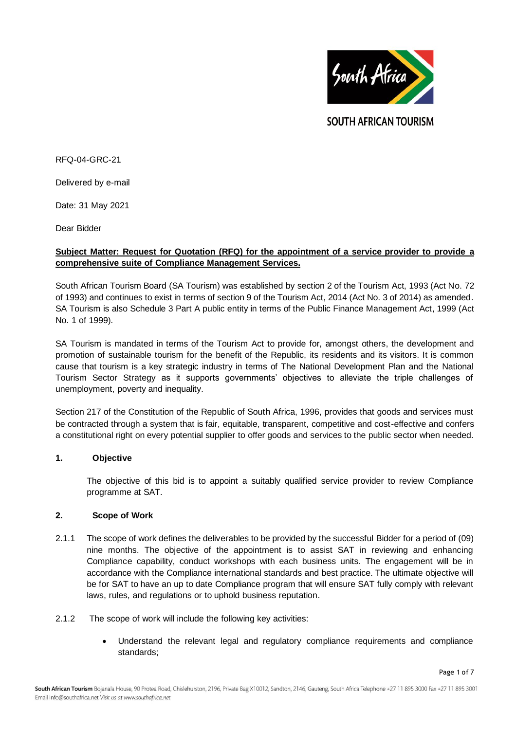SOUTH AFRICAN TOURISM

RFQ-04-GRC-21

Delivered by e-mail

Date: 31 May 2021

Dear Bidder

**Subject Matter: Request for Quotation (RFQ) for the appointment of a service provider to provide a comprehensive suite of Compliance Management Services.**

South African Tourism Board (SA Tourism) was established by section 2 of the Tourism Act, 1993 (Act No. 72 of 1993) and continues to exist in terms of section 9 of the Tourism Act, 2014 (Act No. 3 of 2014) as amended. SA Tourism is also Schedule 3 Part A public entity in terms of the Public Finance Management Act, 1999 (Act No. 1 of 1999).

SA Tourism is mandated in terms of the Tourism Act to provide for, amongst others, the development and promotion of sustainable tourism for the benefit of the Republic, its residents and its visitors. It is common cause that tourism is a key strategic industry in terms of The National Development Plan and the National Tourism Sector Strategy as it supports governments' objectives to alleviate the triple challenges of unemployment, poverty and inequality.

Section 217 of the Constitution of the Republic of South Africa, 1996, provides that goods and services must be contracted through a system that is fair, equitable, transparent, competitive and cost-effective and confers a constitutional right on every potential supplier to offer goods and services to the public sector when needed.

## 1. Objective

The objective of this bid is to appoint a suitably qualified service provider to review Compliance programme at SAT.

## 2. Scope of Work

2.1.1 The scope of work defines the deliverables to be provided by the successful Bidder for a period of (09) nine months. The objective of the appointment is to assist SAT in reviewing and enhancing Compliance capability, conduct workshops with each business units. The engagement will be in accordance with the Compliance international standards and best practice. The ultimate objective will be for SAT to have an up to date Compliance program that will ensure SAT fully comply with relevant laws, rules, and regulations or to uphold business reputation.

2.1.2 The scope of work will include the following key activities:

- Understand the relevant legal and regulatory compliance requirements and compliance standards;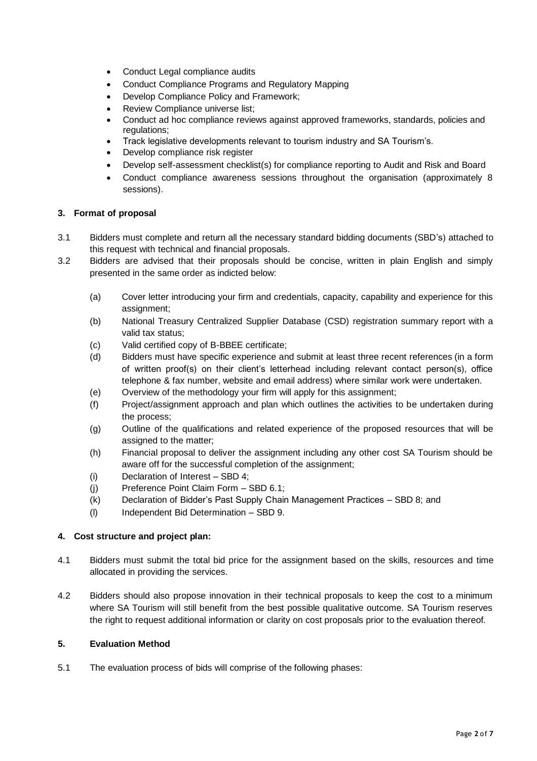- Conduct Legal compliance audits
- Conduct Compliance Programs and Regulatory Mapping
- Develop Compliance Policy and Framework;
- Review Compliance universe list;
- Conduct ad hoc compliance reviews against approved frameworks, standards, policies and regulations;
- Track legislative developments relevant to tourism industry and SA Tourism's.
- Develop compliance risk register
- Develop self-assessment checklist(s) for compliance reporting to Audit and Risk and Board
- Conduct compliance awareness sessions throughout the organisation (approximately 8 sessions).

### 3. Format of proposal

3.1 Bidders must complete and return all the necessary standard bidding documents (SBD's) attached to this request with technical and financial proposals.

3.2 Bidders are advised that their proposals should be concise, written in plain English and simply presented in the same order as indicted below:

(a) Cover letter introducing your firm and credentials, capacity, capability and experience for this assignment;

(b) National Treasury Centralized Supplier Database (CSD) registration summary report with a valid tax status;

(c) Valid certified copy of B-BBEE certificate;

(d) Bidders must have specific experience and submit at least three recent references (in a form of written proof(s) on their client's letterhead including relevant contact person(s), office telephone & fax number, website and email address) where similar work were undertaken.

(e) Overview of the methodology your firm will apply for this assignment;

(f) Project/assignment approach and plan which outlines the activities to be undertaken during the process;

(g) Outline of the qualifications and related experience of the proposed resources that will be assigned to the matter;

(h) Financial proposal to deliver the assignment including any other cost SA Tourism should be aware off for the successful completion of the assignment;

(i) Declaration of Interest – SBD 4;

(j) Preference Point Claim Form – SBD 6.1;

(k) Declaration of Bidder's Past Supply Chain Management Practices – SBD 8; and

(l) Independent Bid Determination – SBD 9.

### 4. Cost structure and project plan:

4.1 Bidders must submit the total bid price for the assignment based on the skills, resources and time allocated in providing the services.

4.2 Bidders should also propose innovation in their technical proposals to keep the cost to a minimum where SA Tourism will still benefit from the best possible qualitative outcome. SA Tourism reserves the right to request additional information or clarity on cost proposals prior to the evaluation thereof.

### 5. Evaluation Method

5.1 The evaluation process of bids will comprise of the following phases: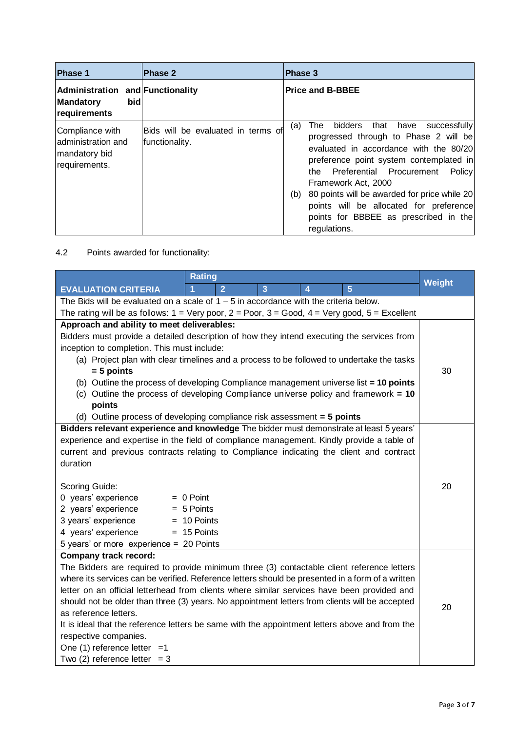| Phase 1 | Phase 2 | Phase 3 |
|---|---|---|
| **Administration and Mandatory bid requirements** | **Functionality** | **Price and B-BBEE** |
| Compliance with administration and mandatory bid requirements. | Bids will be evaluated in terms of functionality. | (a) The bidders that have successfully progressed through to Phase 2 will be evaluated in accordance with the 80/20 preference point system contemplated in the Preferential Procurement Policy Framework Act, 2000<br>(b) 80 points will be awarded for price while 20 points will be allocated for preference points for BBBEE as prescribed in the regulations. |

4.2 Points awarded for functionality:

| EVALUATION CRITERIA | Rating 1 | 2 | 3 | 4 | 5 | Weight |
|---|---|---|---|---|---|---|
| The Bids will be evaluated on a scale of 1 – 5 in accordance with the criteria below.<br>The rating will be as follows: 1 = Very poor, 2 = Poor, 3 = Good, 4 = Very good, 5 = Excellent | | | | | | |
| **Approach and ability to meet deliverables:**<br>Bidders must provide a detailed description of how they intend executing the services from inception to completion. This must include:<br>(a) Project plan with clear timelines and a process to be followed to undertake the tasks **= 5 points**<br>(b) Outline the process of developing Compliance management universe list **= 10 points**<br>(c) Outline the process of developing Compliance universe policy and framework **= 10 points**<br>(d) Outline process of developing compliance risk assessment **= 5 points** | | | | | | 30 |
| **Bidders relevant experience and knowledge** The bidder must demonstrate at least 5 years' experience and expertise in the field of compliance management. Kindly provide a table of current and previous contracts relating to Compliance indicating the client and contract duration<br><br>Scoring Guide:<br>0 years' experience = 0 Point<br>2 years' experience = 5 Points<br>3 years' experience = 10 Points<br>4 years' experience = 15 Points<br>5 years' or more experience = 20 Points | | | | | | 20 |
| **Company track record:**<br>The Bidders are required to provide minimum three (3) contactable client reference letters where its services can be verified. Reference letters should be presented in a form of a written letter on an official letterhead from clients where similar services have been provided and should not be older than three (3) years. No appointment letters from clients will be accepted as reference letters.<br>It is ideal that the reference letters be same with the appointment letters above and from the respective companies.<br>One (1) reference letter =1<br>Two (2) reference letter = 3 | | | | | | 20 |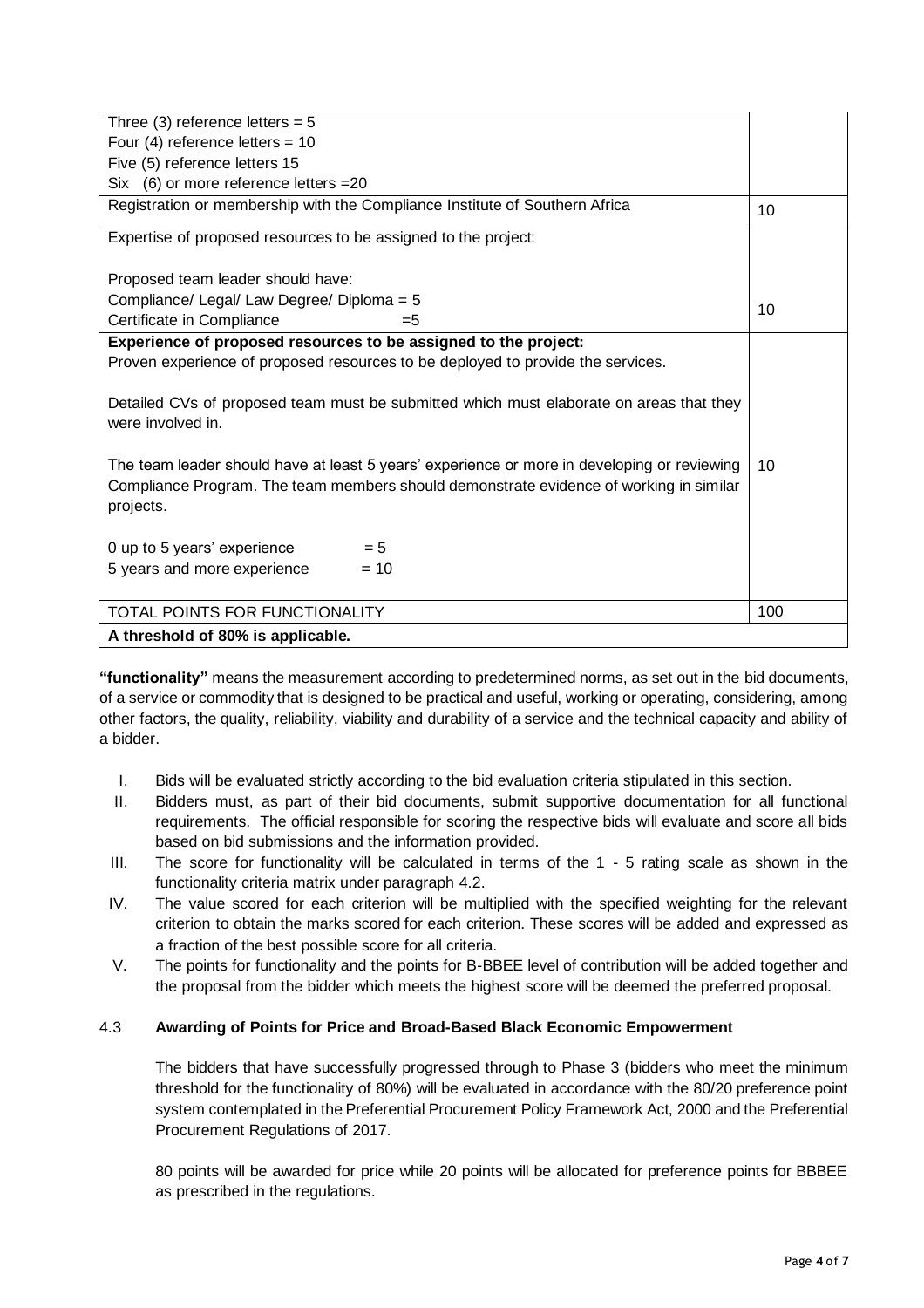| | |
|---|---|
| Three (3) reference letters = 5<br>Four (4) reference letters = 10<br>Five (5) reference letters 15<br>Six (6) or more reference letters =20 | |
| Registration or membership with the Compliance Institute of Southern Africa | 10 |
| Expertise of proposed resources to be assigned to the project:<br><br>Proposed team leader should have:<br>Compliance/ Legal/ Law Degree/ Diploma = 5<br>Certificate in Compliance =5 | 10 |
| **Experience of proposed resources to be assigned to the project:**<br>Proven experience of proposed resources to be deployed to provide the services.<br><br>Detailed CVs of proposed team must be submitted which must elaborate on areas that they were involved in.<br><br>The team leader should have at least 5 years' experience or more in developing or reviewing Compliance Program. The team members should demonstrate evidence of working in similar projects.<br><br>0 up to 5 years' experience = 5<br>5 years and more experience = 10 | 10 |
| TOTAL POINTS FOR FUNCTIONALITY | 100 |
| **A threshold of 80% is applicable.** | |

**"functionality"** means the measurement according to predetermined norms, as set out in the bid documents, of a service or commodity that is designed to be practical and useful, working or operating, considering, among other factors, the quality, reliability, viability and durability of a service and the technical capacity and ability of a bidder.

I. Bids will be evaluated strictly according to the bid evaluation criteria stipulated in this section.
II. Bidders must, as part of their bid documents, submit supportive documentation for all functional requirements. The official responsible for scoring the respective bids will evaluate and score all bids based on bid submissions and the information provided.
III. The score for functionality will be calculated in terms of the 1 - 5 rating scale as shown in the functionality criteria matrix under paragraph 4.2.
IV. The value scored for each criterion will be multiplied with the specified weighting for the relevant criterion to obtain the marks scored for each criterion. These scores will be added and expressed as a fraction of the best possible score for all criteria.
V. The points for functionality and the points for B-BBEE level of contribution will be added together and the proposal from the bidder which meets the highest score will be deemed the preferred proposal.

### 4.3 Awarding of Points for Price and Broad-Based Black Economic Empowerment

The bidders that have successfully progressed through to Phase 3 (bidders who meet the minimum threshold for the functionality of 80%) will be evaluated in accordance with the 80/20 preference point system contemplated in the Preferential Procurement Policy Framework Act, 2000 and the Preferential Procurement Regulations of 2017.

80 points will be awarded for price while 20 points will be allocated for preference points for BBBEE as prescribed in the regulations.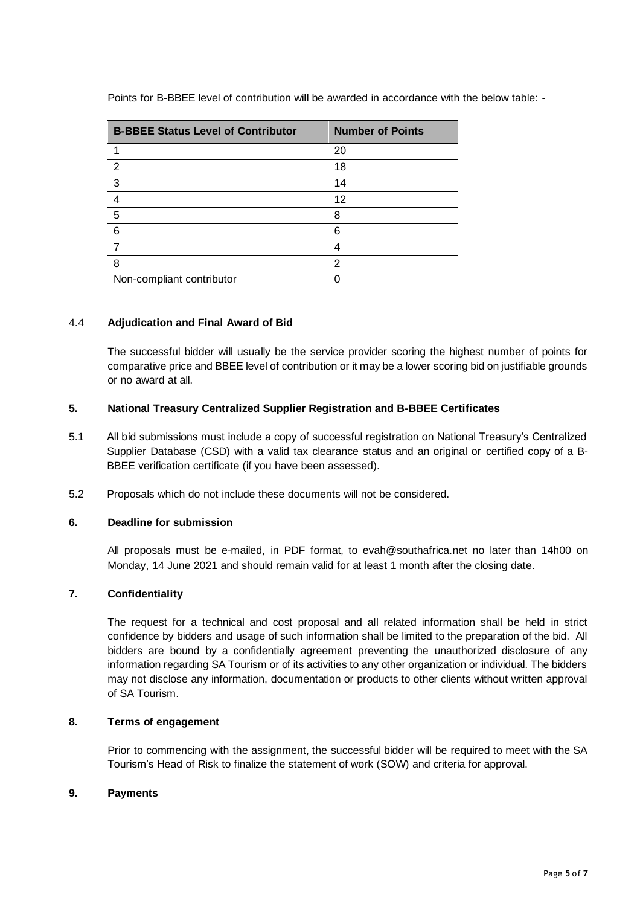Points for B-BBEE level of contribution will be awarded in accordance with the below table: -

| B-BBEE Status Level of Contributor | Number of Points |
|---|---|
| 1 | 20 |
| 2 | 18 |
| 3 | 14 |
| 4 | 12 |
| 5 | 8 |
| 6 | 6 |
| 7 | 4 |
| 8 | 2 |
| Non-compliant contributor | 0 |

### 4.4 Adjudication and Final Award of Bid

The successful bidder will usually be the service provider scoring the highest number of points for comparative price and BBEE level of contribution or it may be a lower scoring bid on justifiable grounds or no award at all.

## 5. National Treasury Centralized Supplier Registration and B-BBEE Certificates

5.1 All bid submissions must include a copy of successful registration on National Treasury's Centralized Supplier Database (CSD) with a valid tax clearance status and an original or certified copy of a B-BBEE verification certificate (if you have been assessed).

5.2 Proposals which do not include these documents will not be considered.

## 6. Deadline for submission

All proposals must be e-mailed, in PDF format, to evah@southafrica.net no later than 14h00 on Monday, 14 June 2021 and should remain valid for at least 1 month after the closing date.

## 7. Confidentiality

The request for a technical and cost proposal and all related information shall be held in strict confidence by bidders and usage of such information shall be limited to the preparation of the bid. All bidders are bound by a confidentially agreement preventing the unauthorized disclosure of any information regarding SA Tourism or of its activities to any other organization or individual. The bidders may not disclose any information, documentation or products to other clients without written approval of SA Tourism.

## 8. Terms of engagement

Prior to commencing with the assignment, the successful bidder will be required to meet with the SA Tourism's Head of Risk to finalize the statement of work (SOW) and criteria for approval.

## 9. Payments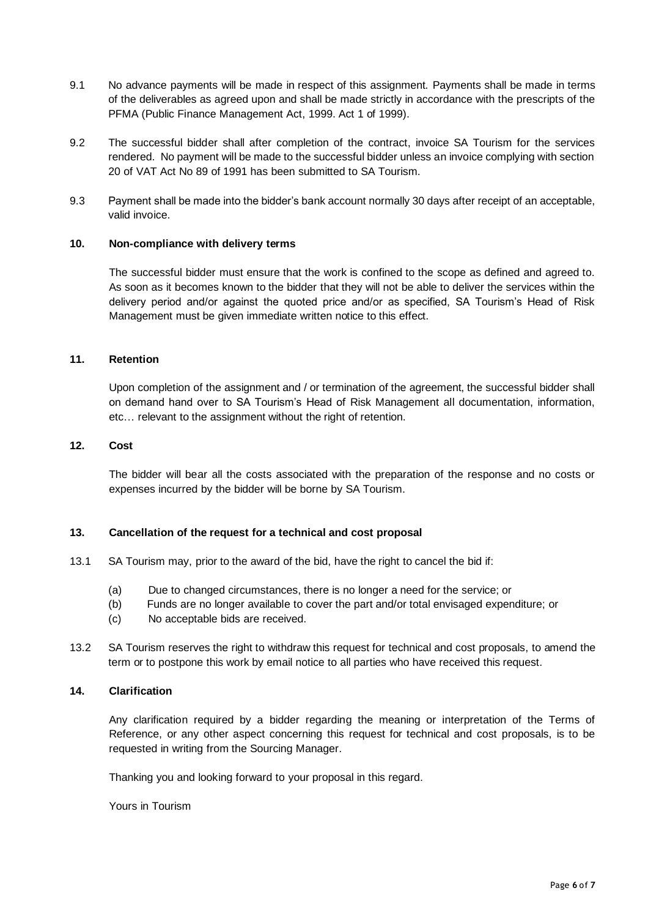9.1 No advance payments will be made in respect of this assignment. Payments shall be made in terms of the deliverables as agreed upon and shall be made strictly in accordance with the prescripts of the PFMA (Public Finance Management Act, 1999. Act 1 of 1999).

9.2 The successful bidder shall after completion of the contract, invoice SA Tourism for the services rendered. No payment will be made to the successful bidder unless an invoice complying with section 20 of VAT Act No 89 of 1991 has been submitted to SA Tourism.

9.3 Payment shall be made into the bidder's bank account normally 30 days after receipt of an acceptable, valid invoice.

## 10. Non-compliance with delivery terms

The successful bidder must ensure that the work is confined to the scope as defined and agreed to. As soon as it becomes known to the bidder that they will not be able to deliver the services within the delivery period and/or against the quoted price and/or as specified, SA Tourism's Head of Risk Management must be given immediate written notice to this effect.

## 11. Retention

Upon completion of the assignment and / or termination of the agreement, the successful bidder shall on demand hand over to SA Tourism's Head of Risk Management all documentation, information, etc… relevant to the assignment without the right of retention.

## 12. Cost

The bidder will bear all the costs associated with the preparation of the response and no costs or expenses incurred by the bidder will be borne by SA Tourism.

## 13. Cancellation of the request for a technical and cost proposal

13.1 SA Tourism may, prior to the award of the bid, have the right to cancel the bid if:

- (a) Due to changed circumstances, there is no longer a need for the service; or
- (b) Funds are no longer available to cover the part and/or total envisaged expenditure; or
- (c) No acceptable bids are received.

13.2 SA Tourism reserves the right to withdraw this request for technical and cost proposals, to amend the term or to postpone this work by email notice to all parties who have received this request.

## 14. Clarification

Any clarification required by a bidder regarding the meaning or interpretation of the Terms of Reference, or any other aspect concerning this request for technical and cost proposals, is to be requested in writing from the Sourcing Manager.

Thanking you and looking forward to your proposal in this regard.

Yours in Tourism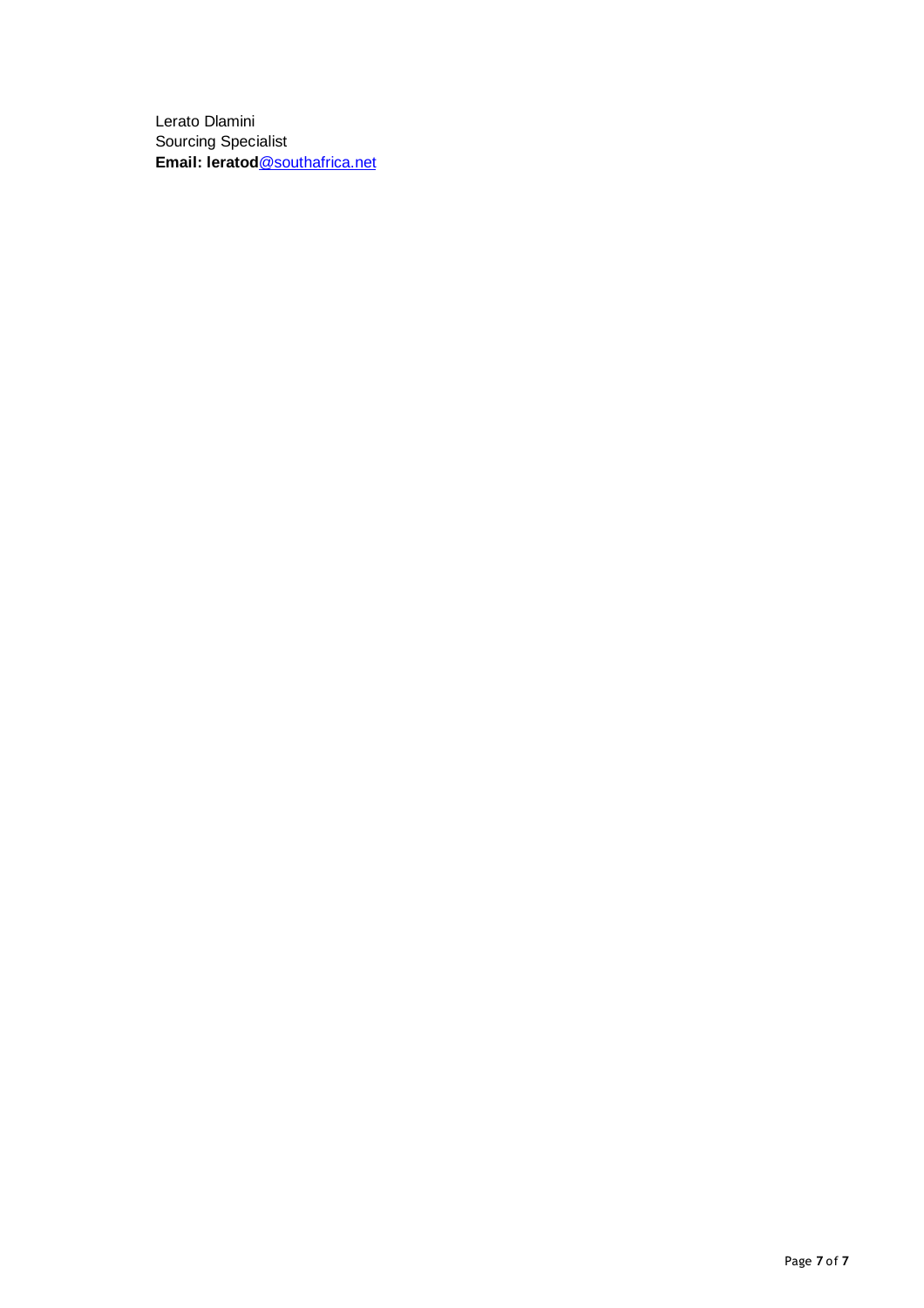Lerato Dlamini
Sourcing Specialist
**Email: leratod**@southafrica.net